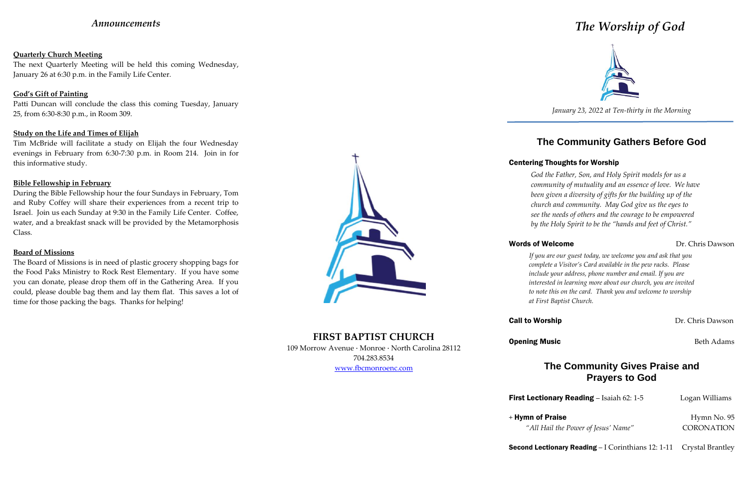## *Announcements*

**Quarterly Church Meeting**

The next Quarterly Meeting will be held this coming Wednesday, January 26 at 6:30 p.m. in the Family Life Center.

**God's Gift of Painting**

Patti Duncan will conclude the class this coming Tuesday, January 25, from 6:30-8:30 p.m., in Room 309.

**Study on the Life and Times of Elijah**

Tim McBride will facilitate a study on Elijah the four Wednesday evenings in February from 6:30-7:30 p.m. in Room 214. Join in for this informative study.

**Bible Fellowship in February**

During the Bible Fellowship hour the four Sundays in February, Tom and Ruby Coffey will share their experiences from a recent trip to Israel. Join us each Sunday at 9:30 in the Family Life Center. Coffee, water, and a breakfast snack will be provided by the Metamorphosis Class.

**Board of Missions**

The Board of Missions is in need of plastic grocery shopping bags for the Food Paks Ministry to Rock Rest Elementary. If you have some you can donate, please drop them off in the Gathering Area. If you could, please double bag them and lay them flat. This saves a lot of time for those packing the bags. Thanks for helping!

**FIRST BAPTIST CHURCH**

109 Morrow Avenue · Monroe · North Carolina 28112

704.283.8534

www.fbcmonroenc.com

# *The Worship of God*

*January 23, 2022 at Ten-thirty in the Morning*

## The Community Gathers Before God

**Centering Thoughts for Worship**

*God the Father, Son, and Holy Spirit models for us a community of mutuality and an essence of love. We have been given a diversity of gifts for the building up of the church and community. May God give us the eyes to see the needs of others and the courage to be empowered by the Holy Spirit to be the "hands and feet of Christ."*

**Words of Welcome** — Dr. Chris Dawson

*If you are our guest today, we welcome you and ask that you complete a Visitor's Card available in the pew racks. Please include your address, phone number and email. If you are interested in learning more about our church, you are invited to note this on the card. Thank you and welcome to worship at First Baptist Church.*

**Call to Worship** — Dr. Chris Dawson

**Opening Music** — Beth Adams

## The Community Gives Praise and Prayers to God

**First Lectionary Reading** – Isaiah 62: 1-5 — Logan Williams

\+ **Hymn of Praise** — Hymn No. 95

*"All Hail the Power of Jesus' Name"* — CORONATION

**Second Lectionary Reading** – I Corinthians 12: 1-11 — Crystal Brantley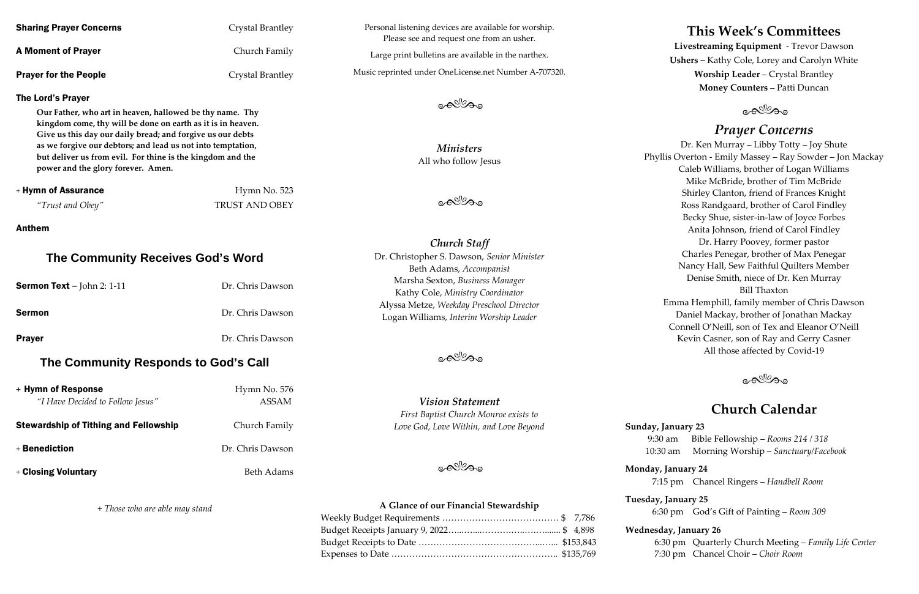**Sharing Prayer Concerns** Crystal Brantley

**A Moment of Prayer** Church Family

**Prayer for the People** Crystal Brantley

**The Lord's Prayer**

**Our Father, who art in heaven, hallowed be thy name. Thy kingdom come, thy will be done on earth as it is in heaven. Give us this day our daily bread; and forgive us our debts as we forgive our debtors; and lead us not into temptation, but deliver us from evil. For thine is the kingdom and the power and the glory forever. Amen.**

+ **Hymn of Assurance** Hymn No. 523

*"Trust and Obey"* TRUST AND OBEY

**Anthem**

## The Community Receives God's Word

**Sermon Text** – John 2: 1-11 Dr. Chris Dawson

**Sermon** Dr. Chris Dawson

**Prayer** Dr. Chris Dawson

## The Community Responds to God's Call

+ **Hymn of Response** Hymn No. 576

*"I Have Decided to Follow Jesus"* ASSAM

**Stewardship of Tithing and Fellowship** Church Family

+ **Benediction** Dr. Chris Dawson

+ **Closing Voluntary** Beth Adams

*+ Those who are able may stand*

Personal listening devices are available for worship. Please see and request one from an usher.

Large print bulletins are available in the narthex.

Music reprinted under OneLicense.net Number A-707320.

### *Ministers*

All who follow Jesus

### *Church Staff*

Dr. Christopher S. Dawson, *Senior Minister*
Beth Adams, *Accompanist*
Marsha Sexton, *Business Manager*
Kathy Cole, *Ministry Coordinator*
Alyssa Metze, *Weekday Preschool Director*
Logan Williams, *Interim Worship Leader*

### *Vision Statement*

*First Baptist Church Monroe exists to Love God, Love Within, and Love Beyond*

**A Glance of our Financial Stewardship**

| | |
|---|---|
| Weekly Budget Requirements | $ 7,786 |
| Budget Receipts January 9, 2022 | $ 4,898 |
| Budget Receipts to Date | $153,843 |
| Expenses to Date | $135,769 |

## This Week's Committees

**Livestreaming Equipment** - Trevor Dawson
**Ushers –** Kathy Cole, Lorey and Carolyn White
**Worship Leader** – Crystal Brantley
**Money Counters** – Patti Duncan

## *Prayer Concerns*

Dr. Ken Murray – Libby Totty – Joy Shute
Phyllis Overton - Emily Massey – Ray Sowder – Jon Mackay
Caleb Williams, brother of Logan Williams
Mike McBride, brother of Tim McBride
Shirley Clanton, friend of Frances Knight
Ross Randgaard, brother of Carol Findley
Becky Shue, sister-in-law of Joyce Forbes
Anita Johnson, friend of Carol Findley
Dr. Harry Poovey, former pastor
Charles Penegar, brother of Max Penegar
Nancy Hall, Sew Faithful Quilters Member
Denise Smith, niece of Dr. Ken Murray
Bill Thaxton
Emma Hemphill, family member of Chris Dawson
Daniel Mackay, brother of Jonathan Mackay
Connell O'Neill, son of Tex and Eleanor O'Neill
Kevin Casner, son of Ray and Gerry Casner
All those affected by Covid-19

## Church Calendar

**Sunday, January 23**
9:30 am Bible Fellowship – *Rooms 214 / 318*
10:30 am Morning Worship – *Sanctuary/Facebook*

**Monday, January 24**
7:15 pm Chancel Ringers – *Handbell Room*

**Tuesday, January 25**
6:30 pm God's Gift of Painting – *Room 309*

**Wednesday, January 26**
6:30 pm Quarterly Church Meeting – *Family Life Center*
7:30 pm Chancel Choir – *Choir Room*